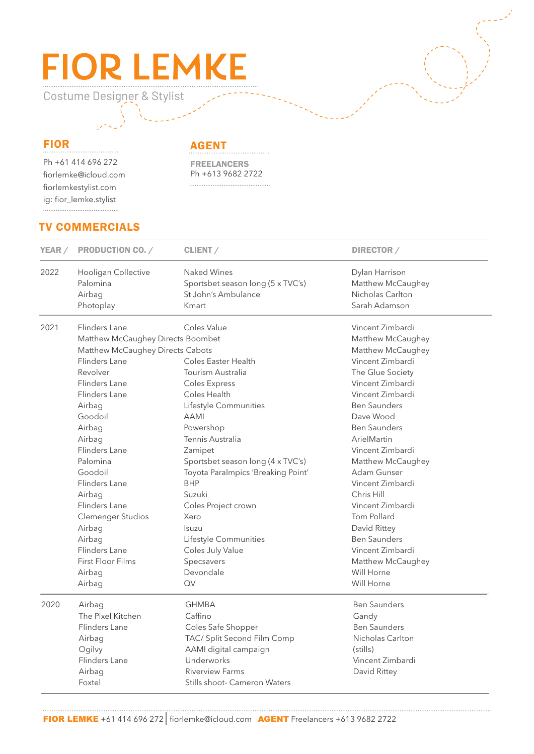# FIOR LEMKE

Costume Designer & Stylist

## FIOR

Ph +61 414 696 272
fiorlemke@icloud.com
fiorlemkestylist.com
ig: fior_lemke.stylist

## AGENT

**FREELANCERS**
Ph +613 9682 2722

## TV COMMERCIALS

| YEAR / | PRODUCTION CO. / | CLIENT / | DIRECTOR / |
|---|---|---|---|
| 2022 | Hooligan Collective | Naked Wines | Dylan Harrison |
| | Palomina | Sportsbet season long (5 x TVC's) | Matthew McCaughey |
| | Airbag | St John's Ambulance | Nicholas Carlton |
| | Photoplay | Kmart | Sarah Adamson |
| 2021 | Flinders Lane | Coles Value | Vincent Zimbardi |
| | Matthew McCaughey Directs | Boombet | Matthew McCaughey |
| | Matthew McCaughey Directs | Cabots | Matthew McCaughey |
| | Flinders Lane | Coles Easter Health | Vincent Zimbardi |
| | Revolver | Tourism Australia | The Glue Society |
| | Flinders Lane | Coles Express | Vincent Zimbardi |
| | Flinders Lane | Coles Health | Vincent Zimbardi |
| | Airbag | Lifestyle Communities | Ben Saunders |
| | Goodoil | AAMI | Dave Wood |
| | Airbag | Powershop | Ben Saunders |
| | Airbag | Tennis Australia | ArielMartin |
| | Flinders Lane | Zamipet | Vincent Zimbardi |
| | Palomina | Sportsbet season long (4 x TVC's) | Matthew McCaughey |
| | Goodoil | Toyota Paralmpics 'Breaking Point' | Adam Gunser |
| | Flinders Lane | BHP | Vincent Zimbardi |
| | Airbag | Suzuki | Chris Hill |
| | Flinders Lane | Coles Project crown | Vincent Zimbardi |
| | Clemenger Studios | Xero | Tom Pollard |
| | Airbag | Isuzu | David Rittey |
| | Airbag | Lifestyle Communities | Ben Saunders |
| | Flinders Lane | Coles July Value | Vincent Zimbardi |
| | First Floor Films | Specsavers | Matthew McCaughey |
| | Airbag | Devondale | Will Horne |
| | Airbag | QV | Will Horne |
| 2020 | Airbag | GHMBA | Ben Saunders |
| | The Pixel Kitchen | Caffino | Gandy |
| | Flinders Lane | Coles Safe Shopper | Ben Saunders |
| | Airbag | TAC/ Split Second Film Comp | Nicholas Carlton |
| | Ogilvy | AAMI digital campaign | (stills) |
| | Flinders Lane | Underworks | Vincent Zimbardi |
| | Airbag | Riverview Farms | David Rittey |
| | Foxtel | Stills shoot- Cameron Waters | |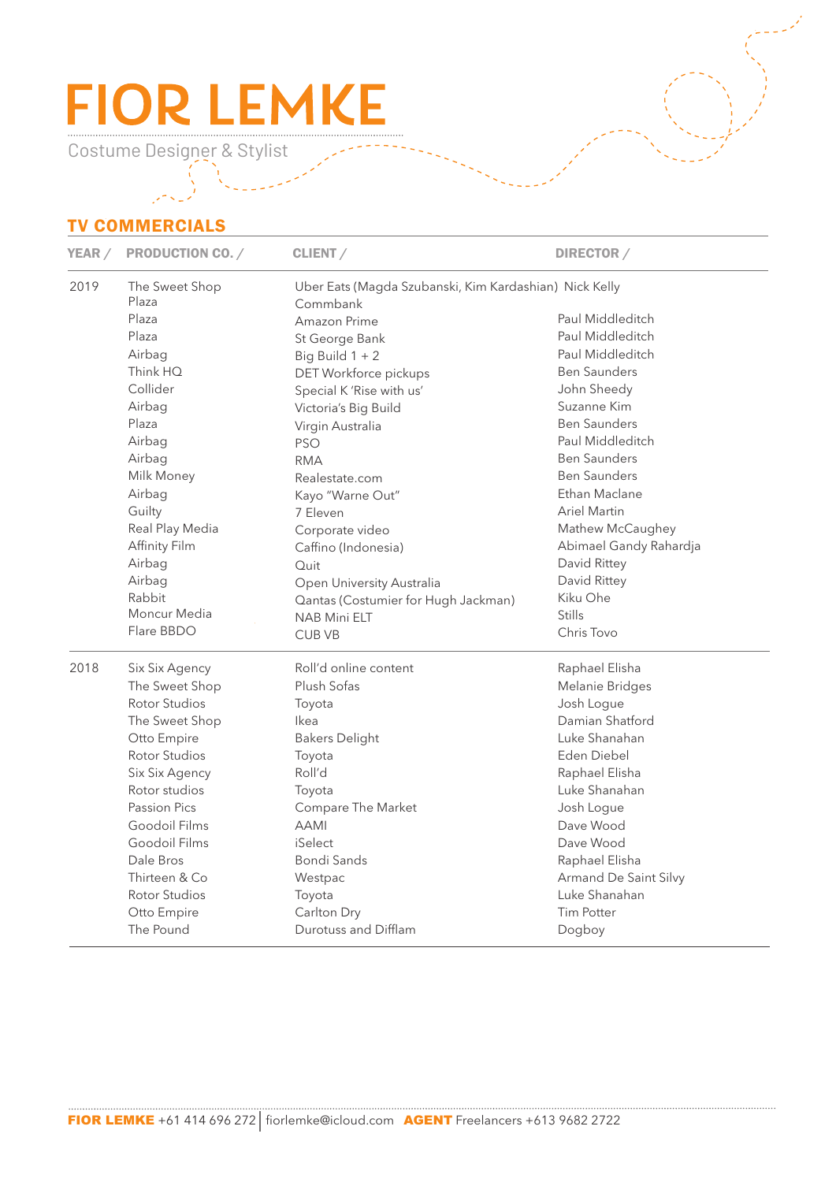# FIOR LEMKE

Costume Designer & Stylist

## TV COMMERCIALS

| YEAR / | PRODUCTION CO. / | CLIENT / | DIRECTOR / |
|---|---|---|---|
| 2019 | The Sweet Shop | Uber Eats (Magda Szubanski, Kim Kardashian) | Nick Kelly |
| | Plaza | Commbank | |
| | Plaza | Amazon Prime | Paul Middleditch |
| | Plaza | St George Bank | Paul Middleditch |
| | Airbag | Big Build 1 + 2 | Paul Middleditch |
| | Think HQ | DET Workforce pickups | Ben Saunders |
| | Collider | Special K 'Rise with us' | John Sheedy |
| | Airbag | Victoria's Big Build | Suzanne Kim |
| | Plaza | Virgin Australia | Ben Saunders |
| | Airbag | PSO | Paul Middleditch |
| | Airbag | RMA | Ben Saunders |
| | Milk Money | Realestate.com | Ben Saunders |
| | Airbag | Kayo "Warne Out" | Ethan Maclane |
| | Guilty | 7 Eleven | Ariel Martin |
| | Real Play Media | Corporate video | Mathew McCaughey |
| | Affinity Film | Caffino (Indonesia) | Abimael Gandy Rahardja |
| | Airbag | Quit | David Rittey |
| | Airbag | Open University Australia | David Rittey |
| | Rabbit | Qantas (Costumier for Hugh Jackman) | Kiku Ohe |
| | Moncur Media | NAB Mini ELT | Stills |
| | Flare BBDO | CUB VB | Chris Tovo |
| 2018 | Six Six Agency | Roll'd online content | Raphael Elisha |
| | The Sweet Shop | Plush Sofas | Melanie Bridges |
| | Rotor Studios | Toyota | Josh Logue |
| | The Sweet Shop | Ikea | Damian Shatford |
| | Otto Empire | Bakers Delight | Luke Shanahan |
| | Rotor Studios | Toyota | Eden Diebel |
| | Six Six Agency | Roll'd | Raphael Elisha |
| | Rotor studios | Toyota | Luke Shanahan |
| | Passion Pics | Compare The Market | Josh Logue |
| | Goodoil Films | AAMI | Dave Wood |
| | Goodoil Films | iSelect | Dave Wood |
| | Dale Bros | Bondi Sands | Raphael Elisha |
| | Thirteen & Co | Westpac | Armand De Saint Silvy |
| | Rotor Studios | Toyota | Luke Shanahan |
| | Otto Empire | Carlton Dry | Tim Potter |
| | The Pound | Durotuss and Difflam | Dogboy |

**FIOR LEMKE** +61 414 696 272 | fiorlemke@icloud.com **AGENT** Freelancers +613 9682 2722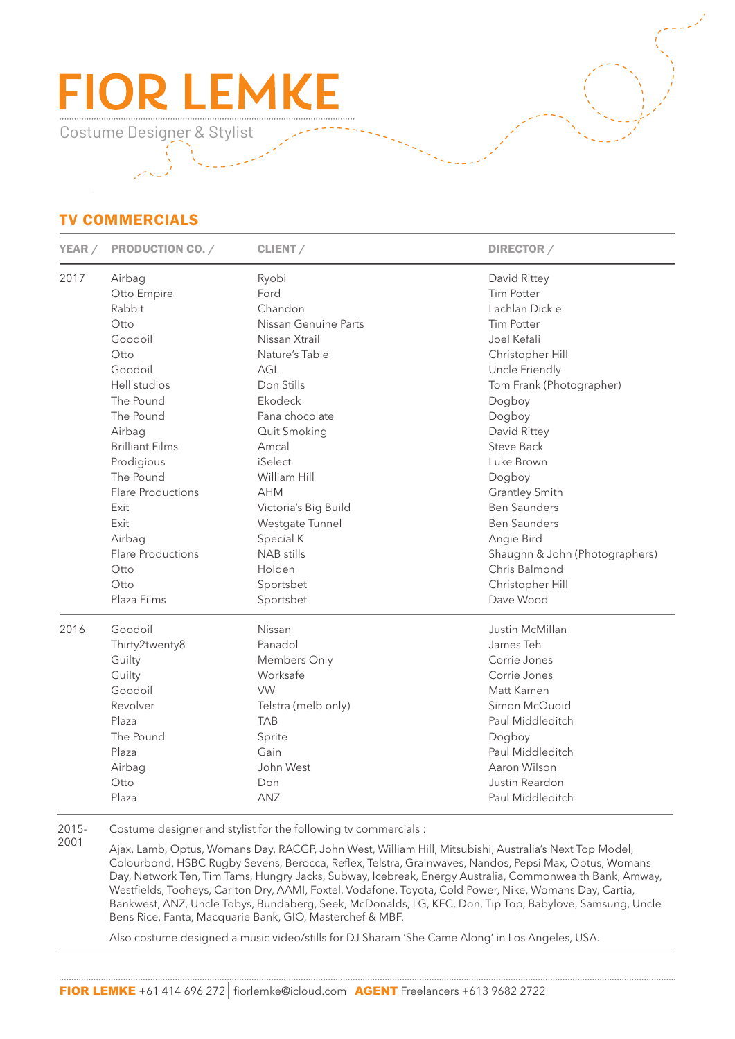# FIOR LEMKE

Costume Designer & Stylist

## TV COMMERCIALS

| YEAR / | PRODUCTION CO. / | CLIENT / | DIRECTOR / |
|---|---|---|---|
| 2017 | Airbag | Ryobi | David Rittey |
| | Otto Empire | Ford | Tim Potter |
| | Rabbit | Chandon | Lachlan Dickie |
| | Otto | Nissan Genuine Parts | Tim Potter |
| | Goodoil | Nissan Xtrail | Joel Kefali |
| | Otto | Nature's Table | Christopher Hill |
| | Goodoil | AGL | Uncle Friendly |
| | Hell studios | Don Stills | Tom Frank (Photographer) |
| | The Pound | Ekodeck | Dogboy |
| | The Pound | Pana chocolate | Dogboy |
| | Airbag | Quit Smoking | David Rittey |
| | Brilliant Films | Amcal | Steve Back |
| | Prodigious | iSelect | Luke Brown |
| | The Pound | William Hill | Dogboy |
| | Flare Productions | AHM | Grantley Smith |
| | Exit | Victoria's Big Build | Ben Saunders |
| | Exit | Westgate Tunnel | Ben Saunders |
| | Airbag | Special K | Angie Bird |
| | Flare Productions | NAB stills | Shaughn & John (Photographers) |
| | Otto | Holden | Chris Balmond |
| | Otto | Sportsbet | Christopher Hill |
| | Plaza Films | Sportsbet | Dave Wood |
| 2016 | Goodoil | Nissan | Justin McMillan |
| | Thirty2twenty8 | Panadol | James Teh |
| | Guilty | Members Only | Corrie Jones |
| | Guilty | Worksafe | Corrie Jones |
| | Goodoil | VW | Matt Kamen |
| | Revolver | Telstra (melb only) | Simon McQuoid |
| | Plaza | TAB | Paul Middleditch |
| | The Pound | Sprite | Dogboy |
| | Plaza | Gain | Paul Middleditch |
| | Airbag | John West | Aaron Wilson |
| | Otto | Don | Justin Reardon |
| | Plaza | ANZ | Paul Middleditch |

2015-2001

Costume designer and stylist for the following tv commercials :

Ajax, Lamb, Optus, Womans Day, RACGP, John West, William Hill, Mitsubishi, Australia's Next Top Model, Colourbond, HSBC Rugby Sevens, Berocca, Reflex, Telstra, Grainwaves, Nandos, Pepsi Max, Optus, Womans Day, Network Ten, Tim Tams, Hungry Jacks, Subway, Icebreak, Energy Australia, Commonwealth Bank, Amway, Westfields, Tooheys, Carlton Dry, AAMI, Foxtel, Vodafone, Toyota, Cold Power, Nike, Womans Day, Cartia, Bankwest, ANZ, Uncle Tobys, Bundaberg, Seek, McDonalds, LG, KFC, Don, Tip Top, Babylove, Samsung, Uncle Bens Rice, Fanta, Macquarie Bank, GIO, Masterchef & MBF.

Also costume designed a music video/stills for DJ Sharam 'She Came Along' in Los Angeles, USA.

**FIOR LEMKE** +61 414 696 272 | fiorlemke@icloud.com **AGENT** Freelancers +613 9682 2722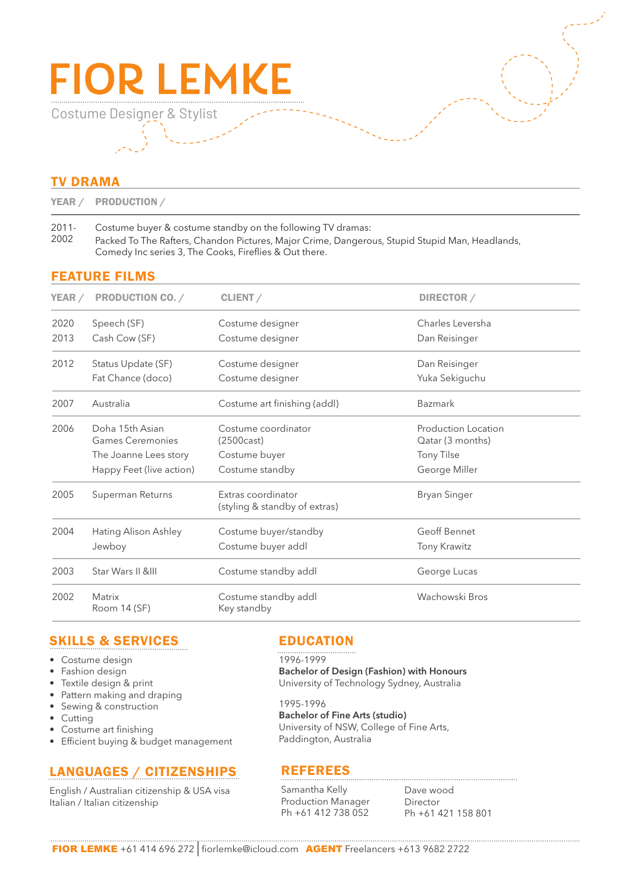# FIOR LEMKE

Costume Designer & Stylist

## TV DRAMA

| YEAR / | PRODUCTION / |
|---|---|
| 2011-2002 | Costume buyer & costume standby on the following TV dramas: Packed To The Rafters, Chandon Pictures, Major Crime, Dangerous, Stupid Stupid Man, Headlands, Comedy Inc series 3, The Cooks, Fireflies & Out there. |

## FEATURE FILMS

| YEAR / | PRODUCTION CO. / | CLIENT / | DIRECTOR / |
|---|---|---|---|
| 2020 | Speech (SF) | Costume designer | Charles Leversha |
| 2013 | Cash Cow (SF) | Costume designer | Dan Reisinger |
| 2012 | Status Update (SF) | Costume designer | Dan Reisinger |
| | Fat Chance (doco) | Costume designer | Yuka Sekiguchu |
| 2007 | Australia | Costume art finishing (addl) | Bazmark |
| 2006 | Doha 15th Asian Games Ceremonies | Costume coordinator (2500cast) | Production Location Qatar (3 months) |
| | The Joanne Lees story | Costume buyer | Tony Tilse |
| | Happy Feet (live action) | Costume standby | George Miller |
| 2005 | Superman Returns | Extras coordinator (styling & standby of extras) | Bryan Singer |
| 2004 | Hating Alison Ashley | Costume buyer/standby | Geoff Bennet |
| | Jewboy | Costume buyer addl | Tony Krawitz |
| 2003 | Star Wars II &III | Costume standby addl | George Lucas |
| 2002 | Matrix | Costume standby addl | Wachowski Bros |
| | Room 14 (SF) | Key standby | |

## SKILLS & SERVICES

- Costume design
- Fashion design
- Textile design & print
- Pattern making and draping
- Sewing & construction
- Cutting
- Costume art finishing
- Efficient buying & budget management

## EDUCATION

1996-1999
**Bachelor of Design (Fashion) with Honours**
University of Technology Sydney, Australia

1995-1996
**Bachelor of Fine Arts (studio)**
University of NSW, College of Fine Arts, Paddington, Australia

## LANGUAGES / CITIZENSHIPS

English / Australian citizenship & USA visa
Italian / Italian citizenship

## REFEREES

Samantha Kelly
Production Manager
Ph +61 412 738 052

Dave wood
Director
Ph +61 421 158 801

**FIOR LEMKE** +61 414 696 272 | fiorlemke@icloud.com **AGENT** Freelancers +613 9682 2722